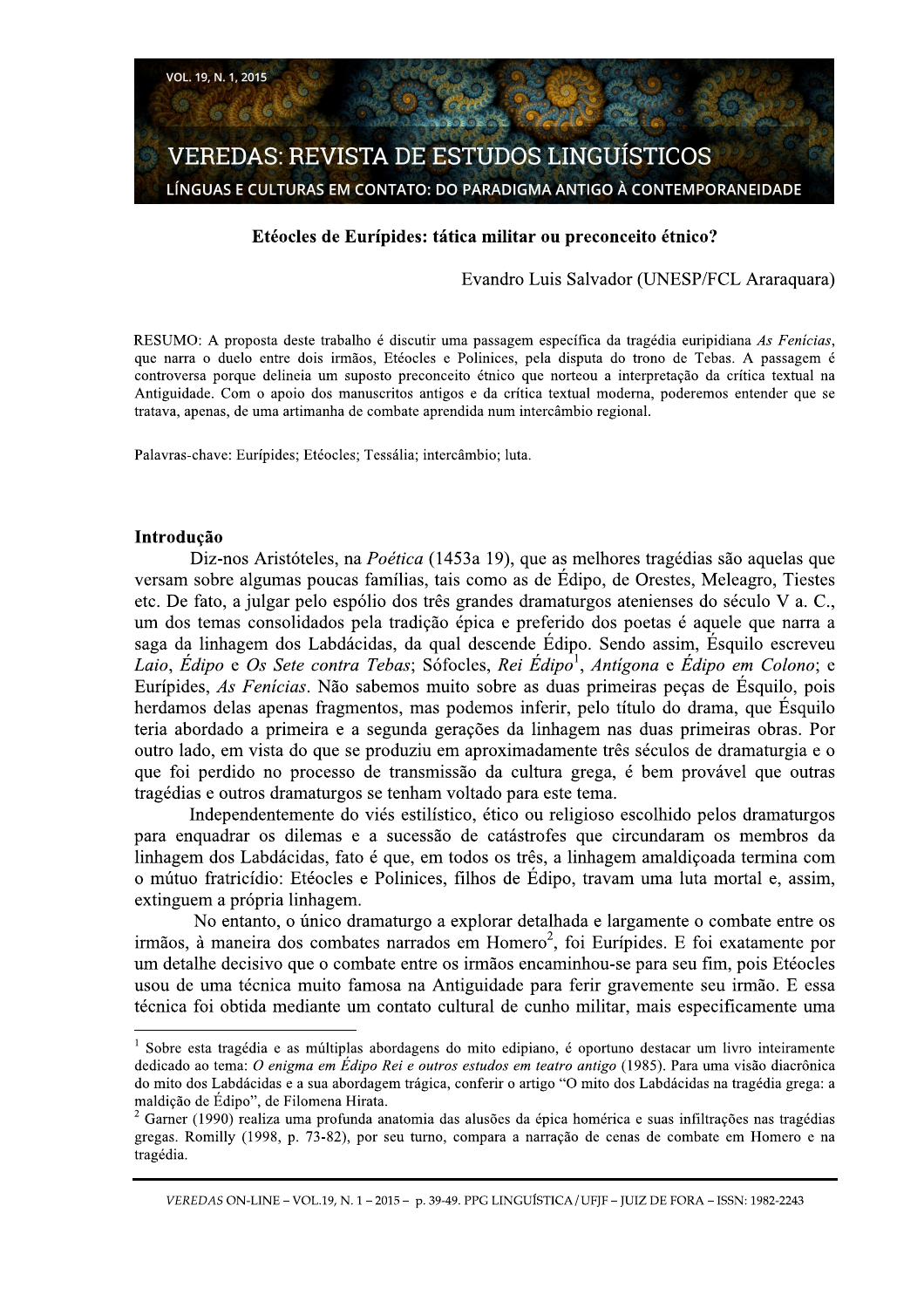# Etéocles de Eurípides: tática militar ou preconceito étnico?

Evandro Luis Salvador (UNESP/FCL Araraquara)

RESUMO: A proposta deste trabalho é discutir uma passagem específica da tragédia euripidiana *As Fenícias*, que narra o duelo entre dois irmãos, Etéocles e Polinices, pela disputa do trono de Tebas. A passagem é controversa porque delineia um suposto preconceito étnico que norteou a interpretação da crítica textual na Antiguidade. Com o apoio dos manuscritos antigos e da crítica textual moderna, poderemos entender que se tratava, apenas, de uma artimanha de combate aprendida num intercâmbio regional.

Palavras-chave: Eurípides; Etéocles; Tessália; intercâmbio; luta.

## Introdução

Diz-nos Aristóteles, na *Poética* (1453a 19), que as melhores tragédias são aquelas que versam sobre algumas poucas famílias, tais como as de Édipo, de Orestes, Meleagro, Tiestes etc. De fato, a julgar pelo espólio dos três grandes dramaturgos atenienses do século V a. C., um dos temas consolidados pela tradição épica e preferido dos poetas é aquele que narra a saga da linhagem dos Labdácidas, da qual descende Édipo. Sendo assim, Ésquilo escreveu *Laio*, *Édipo* e *Os Sete contra Tebas*; Sófocles, *Rei Édipo*[1], *Antígona* e *Édipo em Colono*; e Eurípides, *As Fenícias*. Não sabemos muito sobre as duas primeiras peças de Ésquilo, pois herdamos delas apenas fragmentos, mas podemos inferir, pelo título do drama, que Ésquilo teria abordado a primeira e a segunda gerações da linhagem nas duas primeiras obras. Por outro lado, em vista do que se produziu em aproximadamente três séculos de dramaturgia e o que foi perdido no processo de transmissão da cultura grega, é bem provável que outras tragédias e outros dramaturgos se tenham voltado para este tema.

Independentemente do viés estilístico, ético ou religioso escolhido pelos dramaturgos para enquadrar os dilemas e a sucessão de catástrofes que circundaram os membros da linhagem dos Labdácidas, fato é que, em todos os três, a linhagem amaldiçoada termina com o mútuo fratricídio: Etéocles e Polinices, filhos de Édipo, travam uma luta mortal e, assim, extinguem a própria linhagem.

No entanto, o único dramaturgo a explorar detalhada e largamente o combate entre os irmãos, à maneira dos combates narrados em Homero[2], foi Eurípides. E foi exatamente por um detalhe decisivo que o combate entre os irmãos encaminhou-se para seu fim, pois Etéocles usou de uma técnica muito famosa na Antiguidade para ferir gravemente seu irmão. E essa técnica foi obtida mediante um contato cultural de cunho militar, mais especificamente uma

---

[1] Sobre esta tragédia e as múltiplas abordagens do mito edipiano, é oportuno destacar um livro inteiramente dedicado ao tema: *O enigma em Édipo Rei e outros estudos em teatro antigo* (1985). Para uma visão diacrônica do mito dos Labdácidas e a sua abordagem trágica, conferir o artigo "O mito dos Labdácidas na tragédia grega: a maldição de Édipo", de Filomena Hirata.

[2] Garner (1990) realiza uma profunda anatomia das alusões da épica homérica e suas infiltrações nas tragédias gregas. Romilly (1998, p. 73-82), por seu turno, compara a narração de cenas de combate em Homero e na tragédia.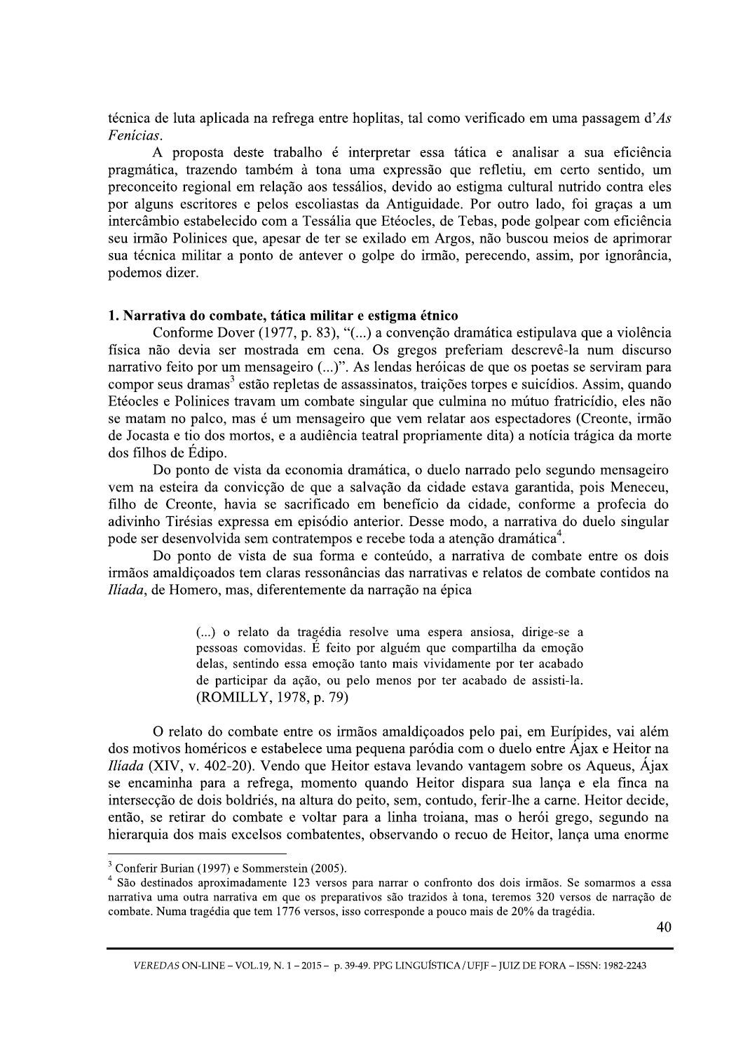técnica de luta aplicada na refrega entre hoplitas, tal como verificado em uma passagem d'*As Fenícias*.

A proposta deste trabalho é interpretar essa tática e analisar a sua eficiência pragmática, trazendo também à tona uma expressão que refletiu, em certo sentido, um preconceito regional em relação aos tessálios, devido ao estigma cultural nutrido contra eles por alguns escritores e pelos escoliastas da Antiguidade. Por outro lado, foi graças a um intercâmbio estabelecido com a Tessália que Etéocles, de Tebas, pode golpear com eficiência seu irmão Polinices que, apesar de ter se exilado em Argos, não buscou meios de aprimorar sua técnica militar a ponto de antever o golpe do irmão, perecendo, assim, por ignorância, podemos dizer.

## 1. Narrativa do combate, tática militar e estigma étnico

Conforme Dover (1977, p. 83), "(...) a convenção dramática estipulava que a violência física não devia ser mostrada em cena. Os gregos preferiam descrevê-la num discurso narrativo feito por um mensageiro (...)". As lendas heróicas de que os poetas se serviram para compor seus dramas[3] estão repletas de assassinatos, traições torpes e suicídios. Assim, quando Etéocles e Polinices travam um combate singular que culmina no mútuo fratricídio, eles não se matam no palco, mas é um mensageiro que vem relatar aos espectadores (Creonte, irmão de Jocasta e tio dos mortos, e a audiência teatral propriamente dita) a notícia trágica da morte dos filhos de Édipo.

Do ponto de vista da economia dramática, o duelo narrado pelo segundo mensageiro vem na esteira da convicção de que a salvação da cidade estava garantida, pois Meneceu, filho de Creonte, havia se sacrificado em benefício da cidade, conforme a profecia do adivinho Tirésias expressa em episódio anterior. Desse modo, a narrativa do duelo singular pode ser desenvolvida sem contratempos e recebe toda a atenção dramática[4].

Do ponto de vista de sua forma e conteúdo, a narrativa de combate entre os dois irmãos amaldiçoados tem claras ressonâncias das narrativas e relatos de combate contidos na *Ilíada*, de Homero, mas, diferentemente da narração na épica

> (...) o relato da tragédia resolve uma espera ansiosa, dirige-se a pessoas comovidas. É feito por alguém que compartilha da emoção delas, sentindo essa emoção tanto mais vividamente por ter acabado de participar da ação, ou pelo menos por ter acabado de assisti-la. (ROMILLY, 1978, p. 79)

O relato do combate entre os irmãos amaldiçoados pelo pai, em Eurípides, vai além dos motivos homéricos e estabelece uma pequena paródia com o duelo entre Ájax e Heitor na *Ilíada* (XIV, v. 402-20). Vendo que Heitor estava levando vantagem sobre os Aqueus, Ájax se encaminha para a refrega, momento quando Heitor dispara sua lança e ela finca na intersecção de dois boldriés, na altura do peito, sem, contudo, ferir-lhe a carne. Heitor decide, então, se retirar do combate e voltar para a linha troiana, mas o herói grego, segundo na hierarquia dos mais excelsos combatentes, observando o recuo de Heitor, lança uma enorme

---

[3] Conferir Burian (1997) e Sommerstein (2005).

[4] São destinados aproximadamente 123 versos para narrar o confronto dos dois irmãos. Se somarmos a essa narrativa uma outra narrativa em que os preparativos são trazidos à tona, teremos 320 versos de narração de combate. Numa tragédia que tem 1776 versos, isso corresponde a pouco mais de 20% da tragédia.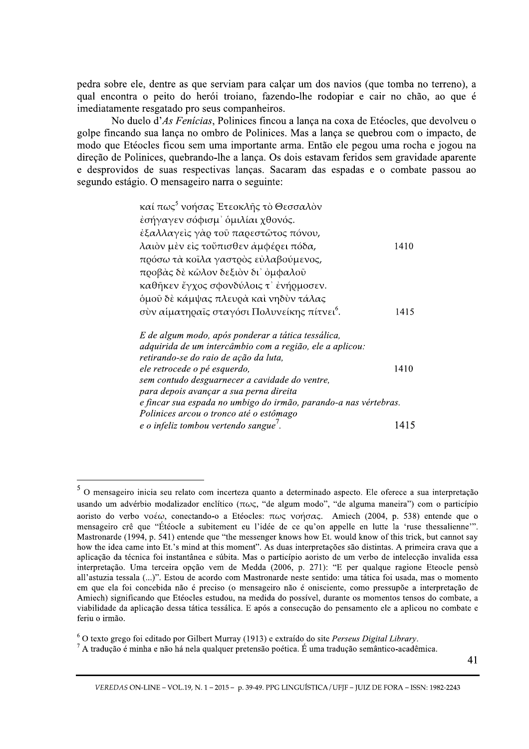pedra sobre ele, dentre as que serviam para calçar um dos navios (que tomba no terreno), a qual encontra o peito do herói troiano, fazendo-lhe rodopiar e cair no chão, ao que é imediatamente resgatado pro seus companheiros.

No duelo d'*As Fenícias*, Polinices fincou a lança na coxa de Etéocles, que devolveu o golpe fincando sua lança no ombro de Polinices. Mas a lança se quebrou com o impacto, de modo que Etéocles ficou sem uma importante arma. Então ele pegou uma rocha e jogou na direção de Polinices, quebrando-lhe a lança. Os dois estavam feridos sem gravidade aparente e desprovidos de suas respectivas lanças. Sacaram das espadas e o combate passou ao segundo estágio. O mensageiro narra o seguinte:

> καί πως[5] νοήσας Ἐτεοκλῆς τὸ Θεσσαλὸν
> ἐσήγαγεν σόφισμ᾽ ὁμιλίαι χθονός.
> ἐξαλλαγεὶς γὰρ τοῦ παρεστῶτος πόνου,
> λαιὸν μὲν εἰς τοὔπισθεν ἀμφέρει πόδα, 1410
> πρόσω τὰ κοῖλα γαστρὸς εὐλαβούμενος,
> προβὰς δὲ κῶλον δεξιὸν δι᾽ ὀμφαλοῦ
> καθῆκεν ἔγχος σφονδύλοις τ᾽ ἐνήρμοσεν.
> ὁμοῦ δὲ κάμψας πλευρὰ καὶ νηδὺν τάλας
> σὺν αἱματηραῖς σταγόσι Πολυνείκης πίτνει[6]. 1415

> *E de algum modo, após ponderar a tática tessálica,*
> *adquirida de um intercâmbio com a região, ele a aplicou:*
> *retirando-se do raio de ação da luta,*
> *ele retrocede o pé esquerdo,* 1410
> *sem contudo desguarnecer a cavidade do ventre,*
> *para depois avançar a sua perna direita*
> *e fincar sua espada no umbigo do irmão, parando-a nas vértebras.*
> *Polinices arcou o tronco até o estômago*
> *e o infeliz tombou vertendo sangue*[7]. 1415

---

[5] O mensageiro inicia seu relato com incerteza quanto a determinado aspecto. Ele oferece a sua interpretação usando um advérbio modalizador enclítico (πως, "de algum modo", "de alguma maneira") com o particípio aoristo do verbo νοέω, conectando-o a Etéocles: πως νοήσας. Amiech (2004, p. 538) entende que o mensageiro crê que "Étéocle a subitement eu l'idée de ce qu'on appelle en lutte la 'ruse thessalienne'". Mastronarde (1994, p. 541) entende que "the messenger knows how Et. would know of this trick, but cannot say how the idea came into Et.'s mind at this moment". As duas interpretações são distintas. A primeira crava que a aplicação da técnica foi instantânea e súbita. Mas o particípio aoristo de um verbo de intelecção invalida essa interpretação. Uma terceira opção vem de Medda (2006, p. 271): "E per qualque ragione Eteocle pensò all'astuzia tessala (...)". Estou de acordo com Mastronarde neste sentido: uma tática foi usada, mas o momento em que ela foi concebida não é preciso (o mensageiro não é onisciente, como pressupõe a interpretação de Amiech) significando que Etéocles estudou, na medida do possível, durante os momentos tensos do combate, a viabilidade da aplicação dessa tática tessálica. E após a consecução do pensamento ele a aplicou no combate e feriu o irmão.

[6] O texto grego foi editado por Gilbert Murray (1913) e extraído do site *Perseus Digital Library*.

[7] A tradução é minha e não há nela qualquer pretensão poética. É uma tradução semântico-acadêmica.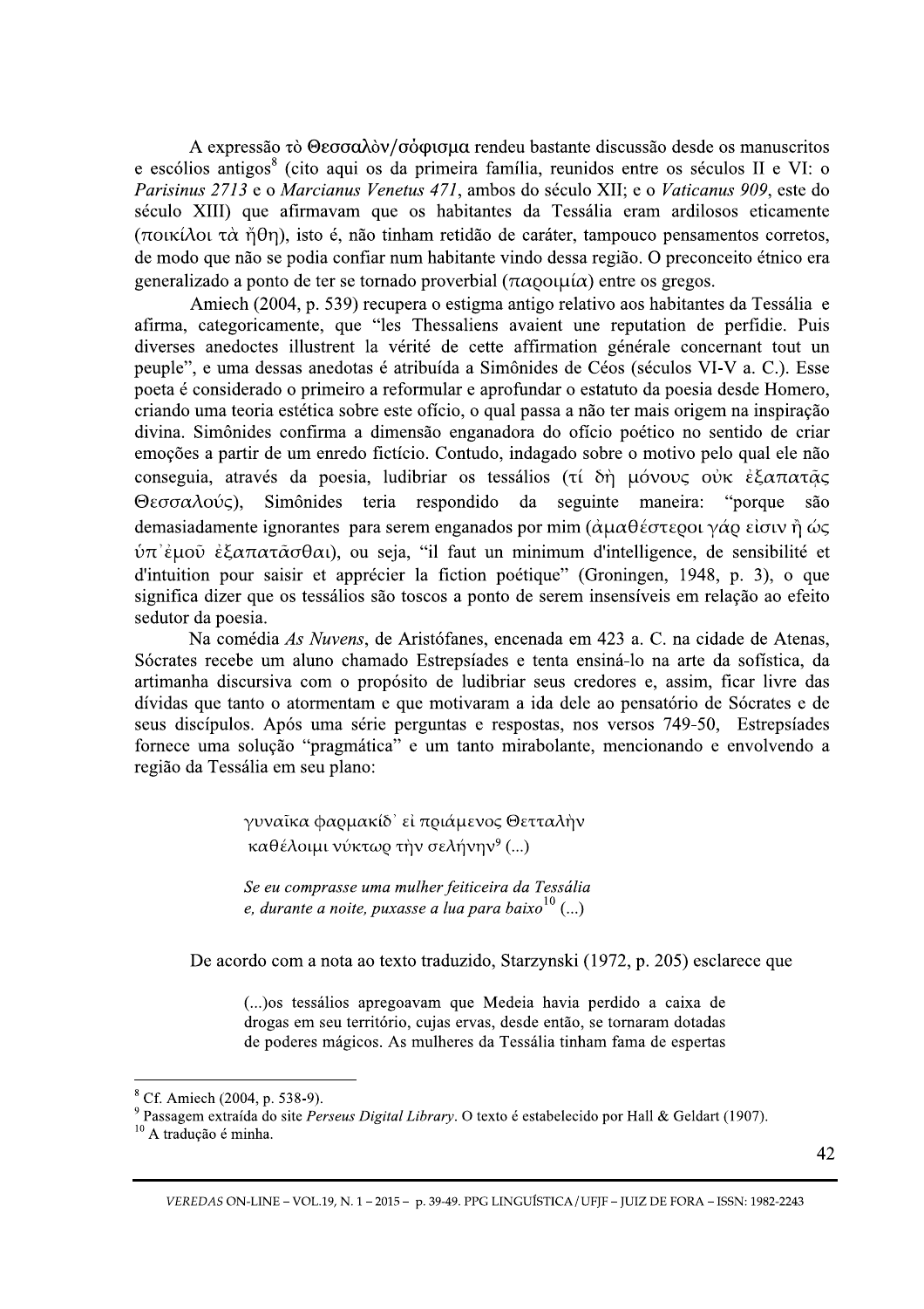A expressão τὸ Θεσσαλὸν/σόφισμα rendeu bastante discussão desde os manuscritos e escólios antigos[8] (cito aqui os da primeira família, reunidos entre os séculos II e VI: o *Parisinus 2713* e o *Marcianus Venetus 471*, ambos do século XII; e o *Vaticanus 909*, este do século XIII) que afirmavam que os habitantes da Tessália eram ardilosos eticamente (ποικίλοι τὰ ἤθη), isto é, não tinham retidão de caráter, tampouco pensamentos corretos, de modo que não se podia confiar num habitante vindo dessa região. O preconceito étnico era generalizado a ponto de ter se tornado proverbial (παροιμία) entre os gregos.

Amiech (2004, p. 539) recupera o estigma antigo relativo aos habitantes da Tessália e afirma, categoricamente, que "les Thessaliens avaient une reputation de perfidie. Puis diverses anedoctes illustrent la vérité de cette affirmation générale concernant tout un peuple", e uma dessas anedotas é atribuída a Simônides de Céos (séculos VI-V a. C.). Esse poeta é considerado o primeiro a reformular e aprofundar o estatuto da poesia desde Homero, criando uma teoria estética sobre este ofício, o qual passa a não ter mais origem na inspiração divina. Simônides confirma a dimensão enganadora do ofício poético no sentido de criar emoções a partir de um enredo fictício. Contudo, indagado sobre o motivo pelo qual ele não conseguia, através da poesia, ludibriar os tessálios (τί δὴ μόνους οὐκ ἐξαπατᾷς Θεσσαλούς), Simônides teria respondido da seguinte maneira: "porque são demasiadamente ignorantes para serem enganados por mim (ἀμαθέστεροι γάρ εἰσιν ἢ ὡς ὑπ᾽ἐμοῦ ἐξαπατᾶσθαι), ou seja, "il faut un minimum d'intelligence, de sensibilité et d'intuition pour saisir et apprécier la fiction poétique" (Groningen, 1948, p. 3), o que significa dizer que os tessálios são toscos a ponto de serem insensíveis em relação ao efeito sedutor da poesia.

Na comédia *As Nuvens*, de Aristófanes, encenada em 423 a. C. na cidade de Atenas, Sócrates recebe um aluno chamado Estrepsíades e tenta ensiná-lo na arte da sofística, da artimanha discursiva com o propósito de ludibriar seus credores e, assim, ficar livre das dívidas que tanto o atormentam e que motivaram a ida dele ao pensatório de Sócrates e de seus discípulos. Após uma série perguntas e respostas, nos versos 749-50, Estrepsíades fornece uma solução "pragmática" e um tanto mirabolante, mencionando e envolvendo a região da Tessália em seu plano:

> γυναῖκα φαρμακίδ᾽ εἰ πριάμενος Θετταλὴν
> καθέλοιμι νύκτωρ τὴν σελήνην[9] (...)
>
> *Se eu comprasse uma mulher feiticeira da Tessália*
> *e, durante a noite, puxasse a lua para baixo*[10] (...)

De acordo com a nota ao texto traduzido, Starzynski (1972, p. 205) esclarece que

> (...)os tessálios apregoavam que Medeia havia perdido a caixa de drogas em seu território, cujas ervas, desde então, se tornaram dotadas de poderes mágicos. As mulheres da Tessália tinham fama de espertas

---

[8] Cf. Amiech (2004, p. 538-9).

[9] Passagem extraída do site *Perseus Digital Library*. O texto é estabelecido por Hall & Geldart (1907).

[10] A tradução é minha.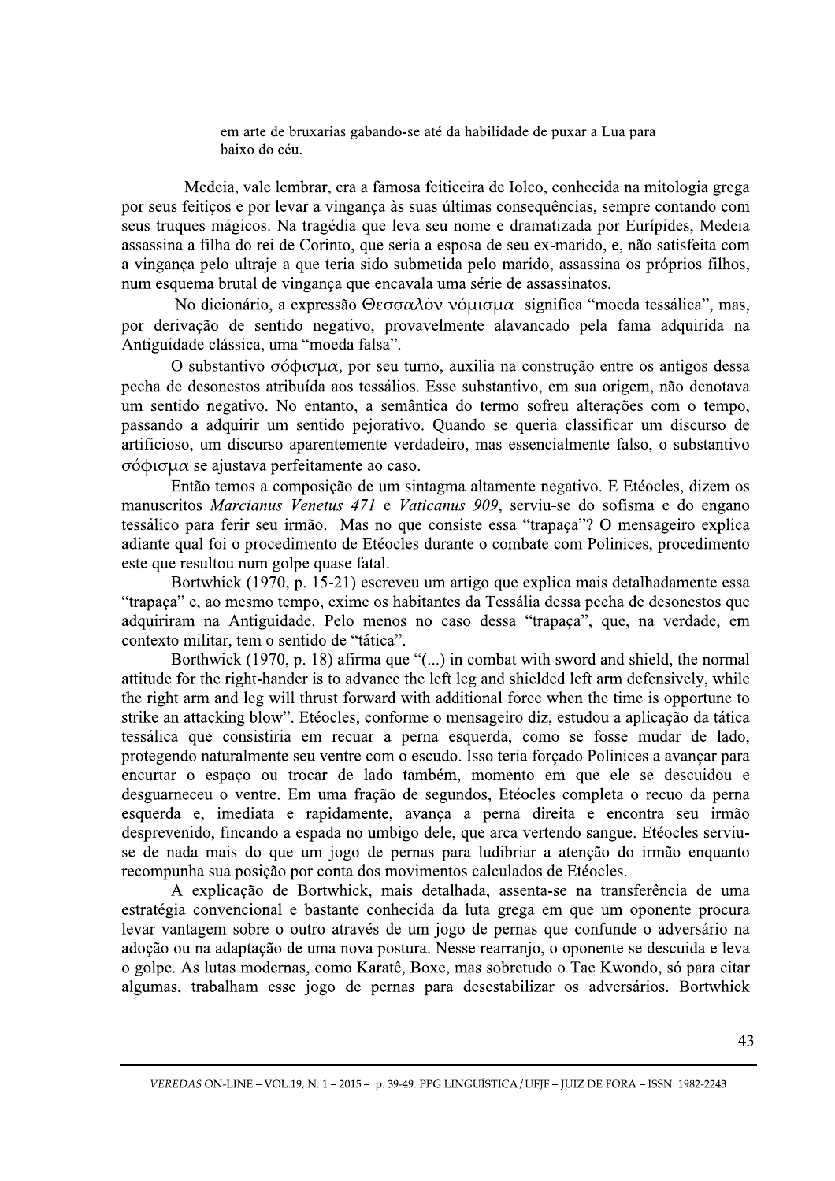> em arte de bruxarias gabando-se até da habilidade de puxar a Lua para baixo do céu.

Medeia, vale lembrar, era a famosa feiticeira de Iolco, conhecida na mitologia grega por seus feitiços e por levar a vingança às suas últimas consequências, sempre contando com seus truques mágicos. Na tragédia que leva seu nome e dramatizada por Eurípides, Medeia assassina a filha do rei de Corinto, que seria a esposa de seu ex-marido, e, não satisfeita com a vingança pelo ultraje a que teria sido submetida pelo marido, assassina os próprios filhos, num esquema brutal de vingança que encavala uma série de assassinatos.

No dicionário, a expressão Θεσσαλὸν νόμισμα significa "moeda tessálica", mas, por derivação de sentido negativo, provavelmente alavancado pela fama adquirida na Antiguidade clássica, uma "moeda falsa".

O substantivo σόφισμα, por seu turno, auxilia na construção entre os antigos dessa pecha de desonestos atribuída aos tessálios. Esse substantivo, em sua origem, não denotava um sentido negativo. No entanto, a semântica do termo sofreu alterações com o tempo, passando a adquirir um sentido pejorativo. Quando se queria classificar um discurso de artificioso, um discurso aparentemente verdadeiro, mas essencialmente falso, o substantivo σόφισμα se ajustava perfeitamente ao caso.

Então temos a composição de um sintagma altamente negativo. E Etéocles, dizem os manuscritos *Marcianus Venetus 471* e *Vaticanus 909*, serviu-se do sofisma e do engano tessálico para ferir seu irmão. Mas no que consiste essa "trapaça"? O mensageiro explica adiante qual foi o procedimento de Etéocles durante o combate com Polinices, procedimento este que resultou num golpe quase fatal.

Bortwhick (1970, p. 15-21) escreveu um artigo que explica mais detalhadamente essa "trapaça" e, ao mesmo tempo, exime os habitantes da Tessália dessa pecha de desonestos que adquiriram na Antiguidade. Pelo menos no caso dessa "trapaça", que, na verdade, em contexto militar, tem o sentido de "tática".

Borthwick (1970, p. 18) afirma que "(...) in combat with sword and shield, the normal attitude for the right-hander is to advance the left leg and shielded left arm defensively, while the right arm and leg will thrust forward with additional force when the time is opportune to strike an attacking blow". Etéocles, conforme o mensageiro diz, estudou a aplicação da tática tessálica que consistiria em recuar a perna esquerda, como se fosse mudar de lado, protegendo naturalmente seu ventre com o escudo. Isso teria forçado Polinices a avançar para encurtar o espaço ou trocar de lado também, momento em que ele se descuidou e desguarneceu o ventre. Em uma fração de segundos, Etéocles completa o recuo da perna esquerda e, imediata e rapidamente, avança a perna direita e encontra seu irmão desprevenido, fincando a espada no umbigo dele, que arca vertendo sangue. Etéocles serviu-se de nada mais do que um jogo de pernas para ludibriar a atenção do irmão enquanto recompunha sua posição por conta dos movimentos calculados de Etéocles.

A explicação de Bortwhick, mais detalhada, assenta-se na transferência de uma estratégia convencional e bastante conhecida da luta grega em que um oponente procura levar vantagem sobre o outro através de um jogo de pernas que confunde o adversário na adoção ou na adaptação de uma nova postura. Nesse rearranjo, o oponente se descuida e leva o golpe. As lutas modernas, como Karatê, Boxe, mas sobretudo o Tae Kwondo, só para citar algumas, trabalham esse jogo de pernas para desestabilizar os adversários. Bortwhick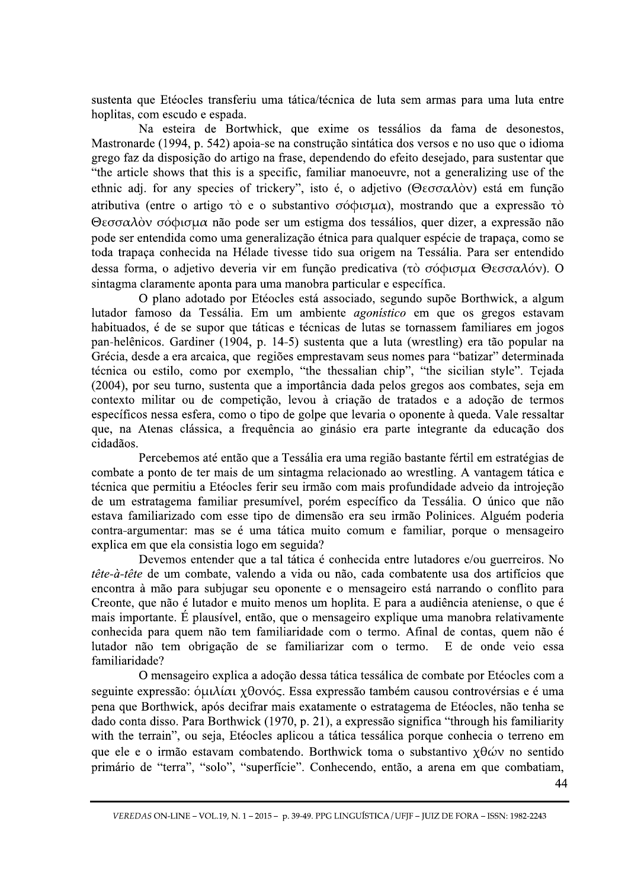sustenta que Etéocles transferiu uma tática/técnica de luta sem armas para uma luta entre hoplitas, com escudo e espada.

Na esteira de Bortwhick, que exime os tessálios da fama de desonestos, Mastronarde (1994, p. 542) apoia-se na construção sintática dos versos e no uso que o idioma grego faz da disposição do artigo na frase, dependendo do efeito desejado, para sustentar que "the article shows that this is a specific, familiar manoeuvre, not a generalizing use of the ethnic adj. for any species of trickery", isto é, o adjetivo (Θεσσαλὸν) está em função atributiva (entre o artigo τὸ e o substantivo σόφισμα), mostrando que a expressão τὸ Θεσσαλὸν σόφισμα não pode ser um estigma dos tessálios, quer dizer, a expressão não pode ser entendida como uma generalização étnica para qualquer espécie de trapaça, como se toda trapaça conhecida na Hélade tivesse tido sua origem na Tessália. Para ser entendido dessa forma, o adjetivo deveria vir em função predicativa (τὸ σόφισμα Θεσσαλόν). O sintagma claramente aponta para uma manobra particular e específica.

O plano adotado por Etéocles está associado, segundo supõe Borthwick, a algum lutador famoso da Tessália. Em um ambiente *agonistico* em que os gregos estavam habituados, é de se supor que táticas e técnicas de lutas se tornassem familiares em jogos pan-helênicos. Gardiner (1904, p. 14-5) sustenta que a luta (wrestling) era tão popular na Grécia, desde a era arcaica, que regiões emprestavam seus nomes para "batizar" determinada técnica ou estilo, como por exemplo, "the thessalian chip", "the sicilian style". Tejada (2004), por seu turno, sustenta que a importância dada pelos gregos aos combates, seja em contexto militar ou de competição, levou à criação de tratados e a adoção de termos específicos nessa esfera, como o tipo de golpe que levaria o oponente à queda. Vale ressaltar que, na Atenas clássica, a frequência ao ginásio era parte integrante da educação dos cidadãos.

Percebemos até então que a Tessália era uma região bastante fértil em estratégias de combate a ponto de ter mais de um sintagma relacionado ao wrestling. A vantagem tática e técnica que permitiu a Etéocles ferir seu irmão com mais profundidade adveio da introjeção de um estratagema familiar presumível, porém específico da Tessália. O único que não estava familiarizado com esse tipo de dimensão era seu irmão Polinices. Alguém poderia contra-argumentar: mas se é uma tática muito comum e familiar, porque o mensageiro explica em que ela consistia logo em seguida?

Devemos entender que a tal tática é conhecida entre lutadores e/ou guerreiros. No *tête-à-tête* de um combate, valendo a vida ou não, cada combatente usa dos artifícios que encontra à mão para subjugar seu oponente e o mensageiro está narrando o conflito para Creonte, que não é lutador e muito menos um hoplita. E para a audiência ateniense, o que é mais importante. É plausível, então, que o mensageiro explique uma manobra relativamente conhecida para quem não tem familiaridade com o termo. Afinal de contas, quem não é lutador não tem obrigação de se familiarizar com o termo. E de onde veio essa familiaridade?

O mensageiro explica a adoção dessa tática tessálica de combate por Etéocles com a seguinte expressão: ὁμιλίαι χθονός. Essa expressão também causou controvérsias e é uma pena que Borthwick, após decifrar mais exatamente o estratagema de Etéocles, não tenha se dado conta disso. Para Borthwick (1970, p. 21), a expressão significa "through his familiarity with the terrain", ou seja, Etéocles aplicou a tática tessálica porque conhecia o terreno em que ele e o irmão estavam combatendo. Borthwick toma o substantivo χθών no sentido primário de "terra", "solo", "superfície". Conhecendo, então, a arena em que combatiam,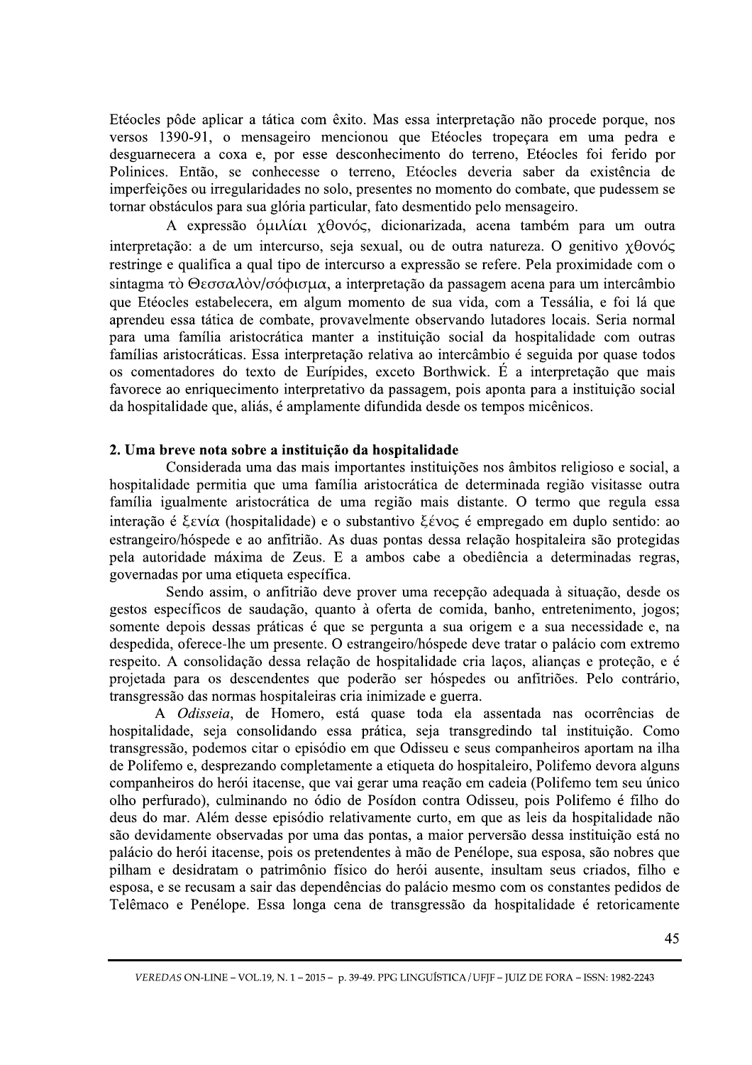Etéocles pôde aplicar a tática com êxito. Mas essa interpretação não procede porque, nos versos 1390-91, o mensageiro mencionou que Etéocles tropeçara em uma pedra e desguarnecera a coxa e, por esse desconhecimento do terreno, Etéocles foi ferido por Polinices. Então, se conhecesse o terreno, Etéocles deveria saber da existência de imperfeições ou irregularidades no solo, presentes no momento do combate, que pudessem se tornar obstáculos para sua glória particular, fato desmentido pelo mensageiro.

A expressão ὁμιλίαι χθονός, dicionarizada, acena também para um outra interpretação: a de um intercurso, seja sexual, ou de outra natureza. O genitivo χθονός restringe e qualifica a qual tipo de intercurso a expressão se refere. Pela proximidade com o sintagma τὸ Θεσσαλὸν/σόφισμα, a interpretação da passagem acena para um intercâmbio que Etéocles estabelecera, em algum momento de sua vida, com a Tessália, e foi lá que aprendeu essa tática de combate, provavelmente observando lutadores locais. Seria normal para uma família aristocrática manter a instituição social da hospitalidade com outras famílias aristocráticas. Essa interpretação relativa ao intercâmbio é seguida por quase todos os comentadores do texto de Eurípides, exceto Borthwick. É a interpretação que mais favorece ao enriquecimento interpretativo da passagem, pois aponta para a instituição social da hospitalidade que, aliás, é amplamente difundida desde os tempos micênicos.

## 2. Uma breve nota sobre a instituição da hospitalidade

Considerada uma das mais importantes instituições nos âmbitos religioso e social, a hospitalidade permitia que uma família aristocrática de determinada região visitasse outra família igualmente aristocrática de uma região mais distante. O termo que regula essa interação é ξενία (hospitalidade) e o substantivo ξένος é empregado em duplo sentido: ao estrangeiro/hóspede e ao anfitrião. As duas pontas dessa relação hospitaleira são protegidas pela autoridade máxima de Zeus. E a ambos cabe a obediência a determinadas regras, governadas por uma etiqueta específica.

Sendo assim, o anfitrião deve prover uma recepção adequada à situação, desde os gestos específicos de saudação, quanto à oferta de comida, banho, entretenimento, jogos; somente depois dessas práticas é que se pergunta a sua origem e a sua necessidade e, na despedida, oferece-lhe um presente. O estrangeiro/hóspede deve tratar o palácio com extremo respeito. A consolidação dessa relação de hospitalidade cria laços, alianças e proteção, e é projetada para os descendentes que poderão ser hóspedes ou anfitriões. Pelo contrário, transgressão das normas hospitaleiras cria inimizade e guerra.

A *Odisseia*, de Homero, está quase toda ela assentada nas ocorrências de hospitalidade, seja consolidando essa prática, seja transgredindo tal instituição. Como transgressão, podemos citar o episódio em que Odisseu e seus companheiros aportam na ilha de Polifemo e, desprezando completamente a etiqueta do hospitaleiro, Polifemo devora alguns companheiros do herói itacense, que vai gerar uma reação em cadeia (Polifemo tem seu único olho perfurado), culminando no ódio de Posídon contra Odisseu, pois Polifemo é filho do deus do mar. Além desse episódio relativamente curto, em que as leis da hospitalidade não são devidamente observadas por uma das pontas, a maior perversão dessa instituição está no palácio do herói itacense, pois os pretendentes à mão de Penélope, sua esposa, são nobres que pilham e desidratam o patrimônio físico do herói ausente, insultam seus criados, filho e esposa, e se recusam a sair das dependências do palácio mesmo com os constantes pedidos de Telêmaco e Penélope. Essa longa cena de transgressão da hospitalidade é retoricamente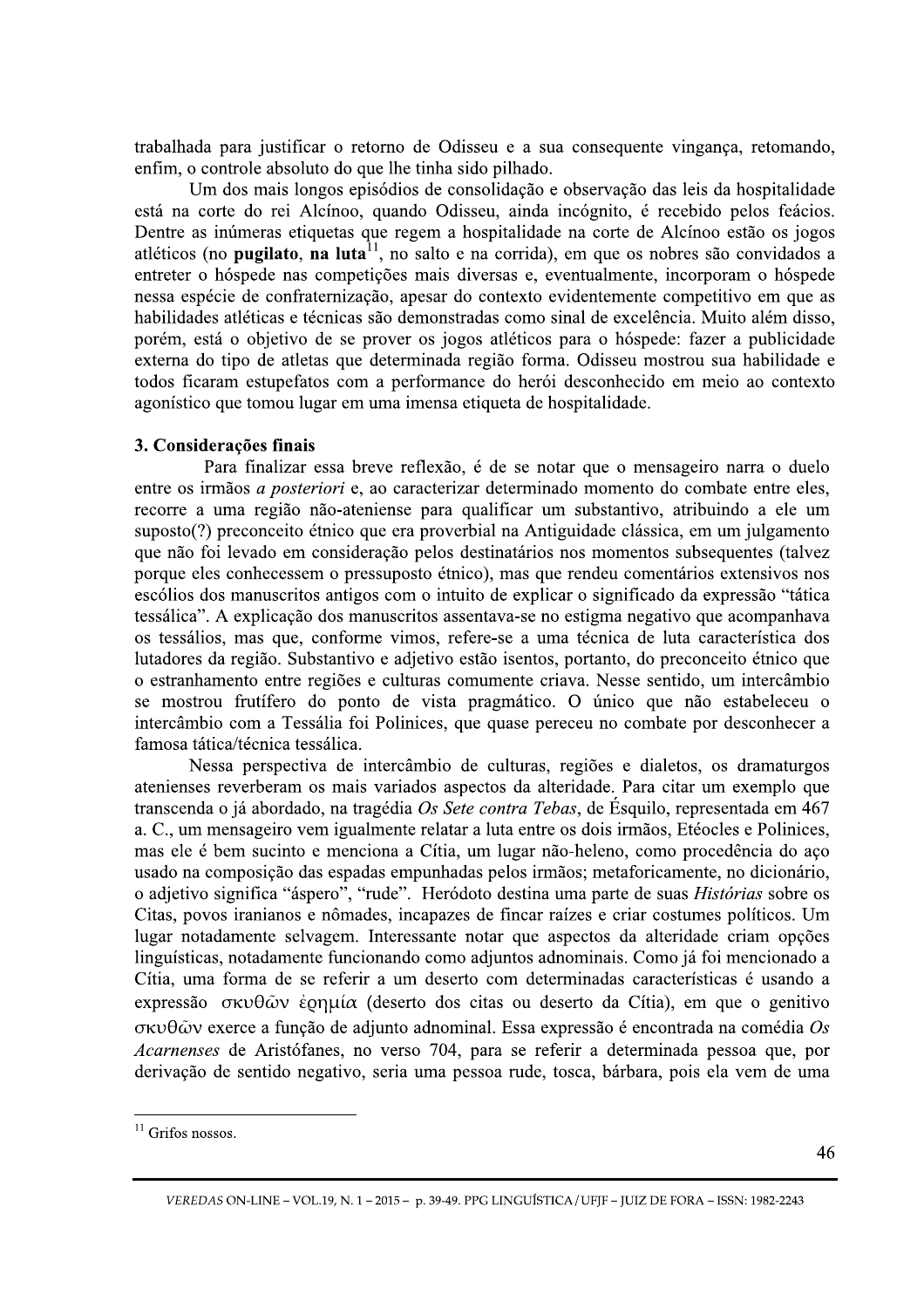trabalhada para justificar o retorno de Odisseu e a sua consequente vingança, retomando, enfim, o controle absoluto do que lhe tinha sido pilhado.

Um dos mais longos episódios de consolidação e observação das leis da hospitalidade está na corte do rei Alcínoo, quando Odisseu, ainda incógnito, é recebido pelos feácios. Dentre as inúmeras etiquetas que regem a hospitalidade na corte de Alcínoo estão os jogos atléticos (no **pugilato**, **na luta**[11], no salto e na corrida), em que os nobres são convidados a entreter o hóspede nas competições mais diversas e, eventualmente, incorporam o hóspede nessa espécie de confraternização, apesar do contexto evidentemente competitivo em que as habilidades atléticas e técnicas são demonstradas como sinal de excelência. Muito além disso, porém, está o objetivo de se prover os jogos atléticos para o hóspede: fazer a publicidade externa do tipo de atletas que determinada região forma. Odisseu mostrou sua habilidade e todos ficaram estupefatos com a performance do herói desconhecido em meio ao contexto agonístico que tomou lugar em uma imensa etiqueta de hospitalidade.

## 3. Considerações finais

Para finalizar essa breve reflexão, é de se notar que o mensageiro narra o duelo entre os irmãos *a posteriori* e, ao caracterizar determinado momento do combate entre eles, recorre a uma região não-ateniense para qualificar um substantivo, atribuindo a ele um suposto(?) preconceito étnico que era proverbial na Antiguidade clássica, em um julgamento que não foi levado em consideração pelos destinatários nos momentos subsequentes (talvez porque eles conhecessem o pressuposto étnico), mas que rendeu comentários extensivos nos escólios dos manuscritos antigos com o intuito de explicar o significado da expressão "tática tessálica". A explicação dos manuscritos assentava-se no estigma negativo que acompanhava os tessálios, mas que, conforme vimos, refere-se a uma técnica de luta característica dos lutadores da região. Substantivo e adjetivo estão isentos, portanto, do preconceito étnico que o estranhamento entre regiões e culturas comumente criava. Nesse sentido, um intercâmbio se mostrou frutífero do ponto de vista pragmático. O único que não estabeleceu o intercâmbio com a Tessália foi Polinices, que quase pereceu no combate por desconhecer a famosa tática/técnica tessálica.

Nessa perspectiva de intercâmbio de culturas, regiões e dialetos, os dramaturgos atenienses reverberam os mais variados aspectos da alteridade. Para citar um exemplo que transcenda o já abordado, na tragédia *Os Sete contra Tebas*, de Ésquilo, representada em 467 a. C., um mensageiro vem igualmente relatar a luta entre os dois irmãos, Etéocles e Polinices, mas ele é bem sucinto e menciona a Cítia, um lugar não-heleno, como procedência do aço usado na composição das espadas empunhadas pelos irmãos; metaforicamente, no dicionário, o adjetivo significa "áspero", "rude". Heródoto destina uma parte de suas *Histórias* sobre os Citas, povos iranianos e nômades, incapazes de fincar raízes e criar costumes políticos. Um lugar notadamente selvagem. Interessante notar que aspectos da alteridade criam opções linguísticas, notadamente funcionando como adjuntos adnominais. Como já foi mencionado a Cítia, uma forma de se referir a um deserto com determinadas características é usando a expressão σκυθῶν ἐρημία (deserto dos citas ou deserto da Cítia), em que o genitivo σκυθῶν exerce a função de adjunto adnominal. Essa expressão é encontrada na comédia *Os Acarnenses* de Aristófanes, no verso 704, para se referir a determinada pessoa que, por derivação de sentido negativo, seria uma pessoa rude, tosca, bárbara, pois ela vem de uma

---

[11] Grifos nossos.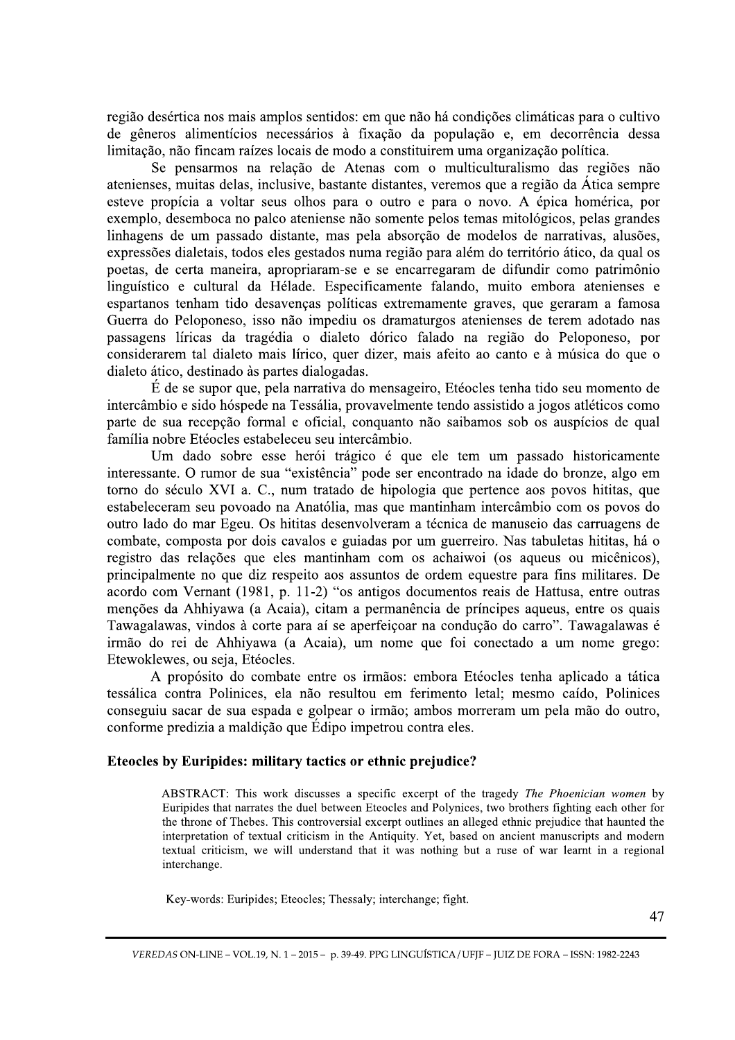região desértica nos mais amplos sentidos: em que não há condições climáticas para o cultivo de gêneros alimentícios necessários à fixação da população e, em decorrência dessa limitação, não fincam raízes locais de modo a constituírem uma organização política.

Se pensarmos na relação de Atenas com o multiculturalismo das regiões não atenienses, muitas delas, inclusive, bastante distantes, veremos que a região da Ática sempre esteve propícia a voltar seus olhos para o outro e para o novo. A épica homérica, por exemplo, desemboca no palco ateniense não somente pelos temas mitológicos, pelas grandes linhagens de um passado distante, mas pela absorção de modelos de narrativas, alusões, expressões dialetais, todos eles gestados numa região para além do território ático, da qual os poetas, de certa maneira, apropriaram-se e se encarregaram de difundir como patrimônio linguístico e cultural da Hélade. Especificamente falando, muito embora atenienses e espartanos tenham tido desavenças políticas extremamente graves, que geraram a famosa Guerra do Peloponeso, isso não impediu os dramaturgos atenienses de terem adotado nas passagens líricas da tragédia o dialeto dórico falado na região do Peloponeso, por considerarem tal dialeto mais lírico, quer dizer, mais afeito ao canto e à música do que o dialeto ático, destinado às partes dialogadas.

É de se supor que, pela narrativa do mensageiro, Etéocles tenha tido seu momento de intercâmbio e sido hóspede na Tessália, provavelmente tendo assistido a jogos atléticos como parte de sua recepção formal e oficial, conquanto não saibamos sob os auspícios de qual família nobre Etéocles estabeleceu seu intercâmbio.

Um dado sobre esse herói trágico é que ele tem um passado historicamente interessante. O rumor de sua "existência" pode ser encontrado na idade do bronze, algo em torno do século XVI a. C., num tratado de hipologia que pertence aos povos hititas, que estabeleceram seu povoado na Anatólia, mas que mantinham intercâmbio com os povos do outro lado do mar Egeu. Os hititas desenvolveram a técnica de manuseio das carruagens de combate, composta por dois cavalos e guiadas por um guerreiro. Nas tabuletas hititas, há o registro das relações que eles mantinham com os achaiwoi (os aqueus ou micênicos), principalmente no que diz respeito aos assuntos de ordem equestre para fins militares. De acordo com Vernant (1981, p. 11-2) "os antigos documentos reais de Hattusa, entre outras menções da Ahhiyawa (a Acaia), citam a permanência de príncipes aqueus, entre os quais Tawagalawas, vindos à corte para aí se aperfeiçoar na condução do carro". Tawagalawas é irmão do rei de Ahhiyawa (a Acaia), um nome que foi conectado a um nome grego: Etewoklewes, ou seja, Etéocles.

A propósito do combate entre os irmãos: embora Etéocles tenha aplicado a tática tessálica contra Polinices, ela não resultou em ferimento letal; mesmo caído, Polinices conseguiu sacar de sua espada e golpear o irmão; ambos morreram um pela mão do outro, conforme predizia a maldição que Édipo impetrou contra eles.

## Eteocles by Euripides: military tactics or ethnic prejudice?

> ABSTRACT: This work discusses a specific excerpt of the tragedy *The Phoenician women* by Euripides that narrates the duel between Eteocles and Polynices, two brothers fighting each other for the throne of Thebes. This controversial excerpt outlines an alleged ethnic prejudice that haunted the interpretation of textual criticism in the Antiquity. Yet, based on ancient manuscripts and modern textual criticism, we will understand that it was nothing but a ruse of war learnt in a regional interchange.
>
> Key-words: Euripides; Eteocles; Thessaly; interchange; fight.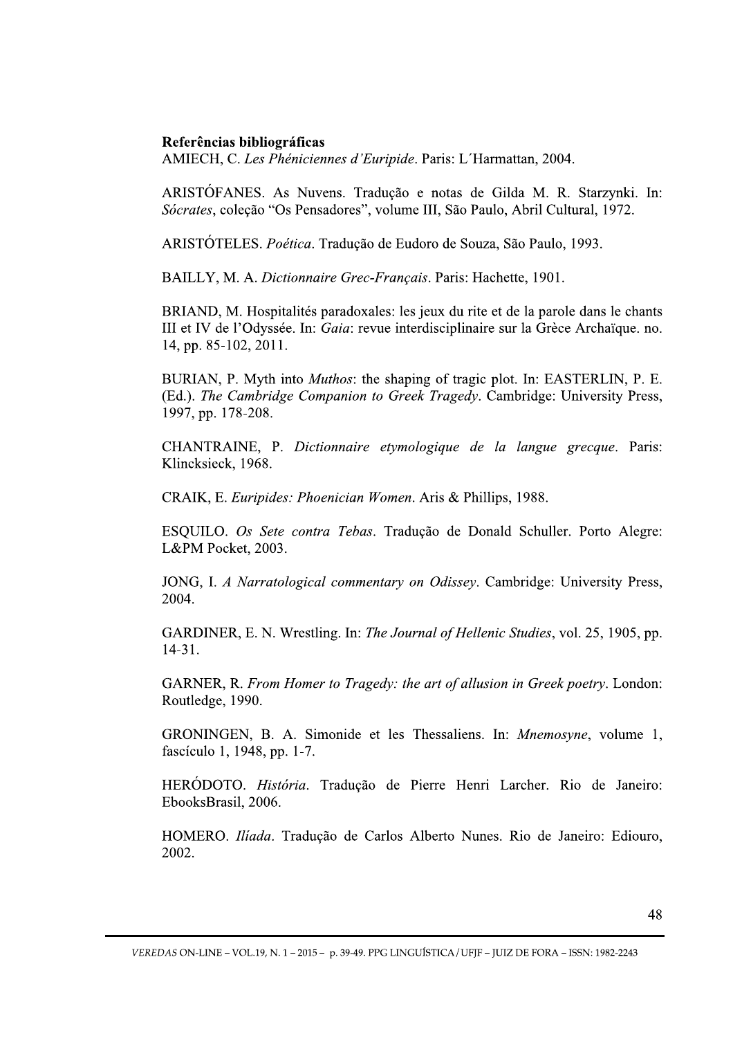**Referências bibliográficas**

AMIECH, C. *Les Phéniciennes d'Euripide*. Paris: L´Harmattan, 2004.

ARISTÓFANES. As Nuvens. Tradução e notas de Gilda M. R. Starzynki. In: *Sócrates*, coleção "Os Pensadores", volume III, São Paulo, Abril Cultural, 1972.

ARISTÓTELES. *Poética*. Tradução de Eudoro de Souza, São Paulo, 1993.

BAILLY, M. A. *Dictionnaire Grec-Français*. Paris: Hachette, 1901.

BRIAND, M. Hospitalités paradoxales: les jeux du rite et de la parole dans le chants III et IV de l'Odyssée. In: *Gaia*: revue interdisciplinaire sur la Grèce Archaïque. no. 14, pp. 85-102, 2011.

BURIAN, P. Myth into *Muthos*: the shaping of tragic plot. In: EASTERLIN, P. E. (Ed.). *The Cambridge Companion to Greek Tragedy*. Cambridge: University Press, 1997, pp. 178-208.

CHANTRAINE, P. *Dictionnaire etymologique de la langue grecque*. Paris: Klincksieck, 1968.

CRAIK, E. *Euripides: Phoenician Women*. Aris & Phillips, 1988.

ESQUILO. *Os Sete contra Tebas*. Tradução de Donald Schuller. Porto Alegre: L&PM Pocket, 2003.

JONG, I. *A Narratological commentary on Odissey*. Cambridge: University Press, 2004.

GARDINER, E. N. Wrestling. In: *The Journal of Hellenic Studies*, vol. 25, 1905, pp. 14-31.

GARNER, R. *From Homer to Tragedy: the art of allusion in Greek poetry*. London: Routledge, 1990.

GRONINGEN, B. A. Simonide et les Thessaliens. In: *Mnemosyne*, volume 1, fascículo 1, 1948, pp. 1-7.

HERÓDOTO. *História*. Tradução de Pierre Henri Larcher. Rio de Janeiro: EbooksBrasil, 2006.

HOMERO. *Ilíada*. Tradução de Carlos Alberto Nunes. Rio de Janeiro: Ediouro, 2002.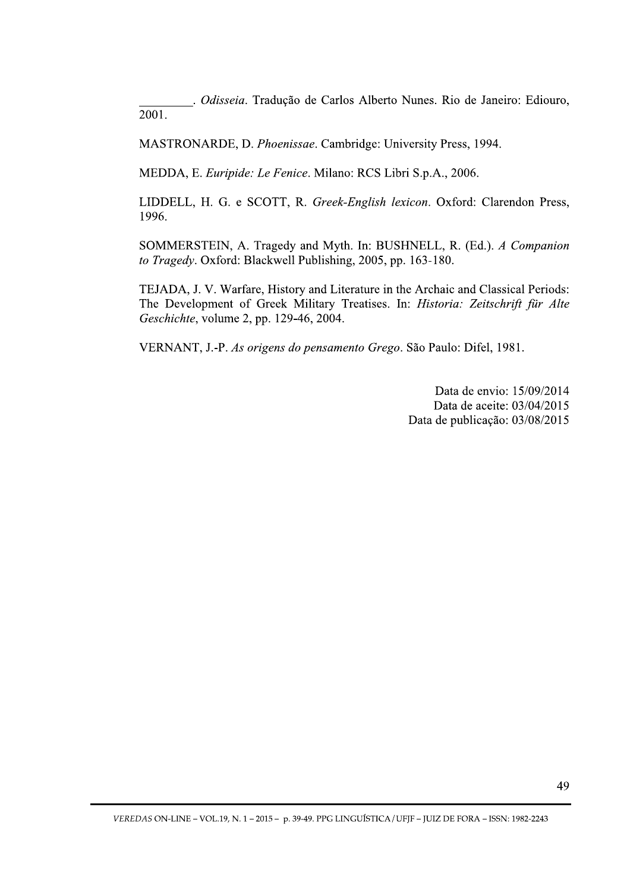________. *Odisseia*. Tradução de Carlos Alberto Nunes. Rio de Janeiro: Ediouro, 2001.

MASTRONARDE, D. *Phoenissae*. Cambridge: University Press, 1994.

MEDDA, E. *Euripide: Le Fenice*. Milano: RCS Libri S.p.A., 2006.

LIDDELL, H. G. e SCOTT, R. *Greek-English lexicon*. Oxford: Clarendon Press, 1996.

SOMMERSTEIN, A. Tragedy and Myth. In: BUSHNELL, R. (Ed.). *A Companion to Tragedy*. Oxford: Blackwell Publishing, 2005, pp. 163-180.

TEJADA, J. V. Warfare, History and Literature in the Archaic and Classical Periods: The Development of Greek Military Treatises. In: *Historia: Zeitschrift für Alte Geschichte*, volume 2, pp. 129-46, 2004.

VERNANT, J.-P. *As origens do pensamento Grego*. São Paulo: Difel, 1981.

Data de envio: 15/09/2014
Data de aceite: 03/04/2015
Data de publicação: 03/08/2015